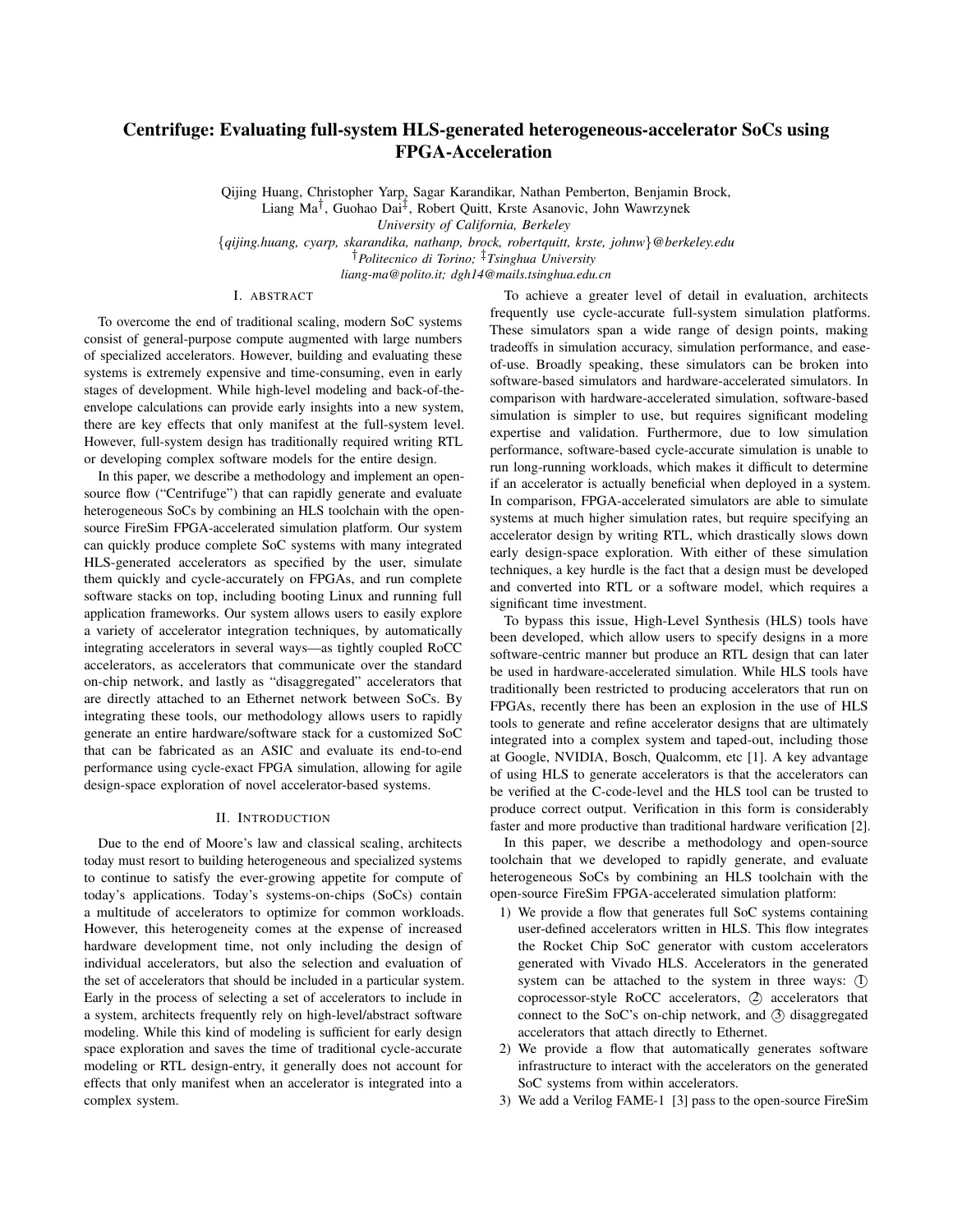# Centrifuge: Evaluating full-system HLS-generated heterogeneous-accelerator SoCs using FPGA-Acceleration

Qijing Huang, Christopher Yarp, Sagar Karandikar, Nathan Pemberton, Benjamin Brock, Liang Ma[†], Guohao Dai[‡], Robert Quitt, Krste Asanovic, John Wawrzynek

*University of California, Berkeley*

{*qijing.huang, cyarp, skarandika, nathanp, brock, robertquitt, krste, johnw*}*@berkeley.edu*

[†]*Politecnico di Torino;* [‡]*Tsinghua University*

*liang-ma@polito.it; dgh14@mails.tsinghua.edu.cn*

## I. Abstract

To overcome the end of traditional scaling, modern SoC systems consist of general-purpose compute augmented with large numbers of specialized accelerators. However, building and evaluating these systems is extremely expensive and time-consuming, even in early stages of development. While high-level modeling and back-of-the-envelope calculations can provide early insights into a new system, there are key effects that only manifest at the full-system level. However, full-system design has traditionally required writing RTL or developing complex software models for the entire design.

In this paper, we describe a methodology and implement an open-source flow ("Centrifuge") that can rapidly generate and evaluate heterogeneous SoCs by combining an HLS toolchain with the open-source FireSim FPGA-accelerated simulation platform. Our system can quickly produce complete SoC systems with many integrated HLS-generated accelerators as specified by the user, simulate them quickly and cycle-accurately on FPGAs, and run complete software stacks on top, including booting Linux and running full application frameworks. Our system allows users to easily explore a variety of accelerator integration techniques, by automatically integrating accelerators in several ways—as tightly coupled RoCC accelerators, as accelerators that communicate over the standard on-chip network, and lastly as "disaggregated" accelerators that are directly attached to an Ethernet network between SoCs. By integrating these tools, our methodology allows users to rapidly generate an entire hardware/software stack for a customized SoC that can be fabricated as an ASIC and evaluate its end-to-end performance using cycle-exact FPGA simulation, allowing for agile design-space exploration of novel accelerator-based systems.

## II. Introduction

Due to the end of Moore's law and classical scaling, architects today must resort to building heterogeneous and specialized systems to continue to satisfy the ever-growing appetite for compute of today's applications. Today's systems-on-chips (SoCs) contain a multitude of accelerators to optimize for common workloads. However, this heterogeneity comes at the expense of increased hardware development time, not only including the design of individual accelerators, but also the selection and evaluation of the set of accelerators that should be included in a particular system. Early in the process of selecting a set of accelerators to include in a system, architects frequently rely on high-level/abstract software modeling. While this kind of modeling is sufficient for early design space exploration and saves the time of traditional cycle-accurate modeling or RTL design-entry, it generally does not account for effects that only manifest when an accelerator is integrated into a complex system.

To achieve a greater level of detail in evaluation, architects frequently use cycle-accurate full-system simulation platforms. These simulators span a wide range of design points, making tradeoffs in simulation accuracy, simulation performance, and ease-of-use. Broadly speaking, these simulators can be broken into software-based simulators and hardware-accelerated simulators. In comparison with hardware-accelerated simulation, software-based simulation is simpler to use, but requires significant modeling expertise and validation. Furthermore, due to low simulation performance, software-based cycle-accurate simulation is unable to run long-running workloads, which makes it difficult to determine if an accelerator is actually beneficial when deployed in a system. In comparison, FPGA-accelerated simulators are able to simulate systems at much higher simulation rates, but require specifying an accelerator design by writing RTL, which drastically slows down early design-space exploration. With either of these simulation techniques, a key hurdle is the fact that a design must be developed and converted into RTL or a software model, which requires a significant time investment.

To bypass this issue, High-Level Synthesis (HLS) tools have been developed, which allow users to specify designs in a more software-centric manner but produce an RTL design that can later be used in hardware-accelerated simulation. While HLS tools have traditionally been restricted to producing accelerators that run on FPGAs, recently there has been an explosion in the use of HLS tools to generate and refine accelerator designs that are ultimately integrated into a complex system and taped-out, including those at Google, NVIDIA, Bosch, Qualcomm, etc [1]. A key advantage of using HLS to generate accelerators is that the accelerators can be verified at the C-code-level and the HLS tool can be trusted to produce correct output. Verification in this form is considerably faster and more productive than traditional hardware verification [2].

In this paper, we describe a methodology and open-source toolchain that we developed to rapidly generate, and evaluate heterogeneous SoCs by combining an HLS toolchain with the open-source FireSim FPGA-accelerated simulation platform:

1) We provide a flow that generates full SoC systems containing user-defined accelerators written in HLS. This flow integrates the Rocket Chip SoC generator with custom accelerators generated with Vivado HLS. Accelerators in the generated system can be attached to the system in three ways: ① coprocessor-style RoCC accelerators, ② accelerators that connect to the SoC's on-chip network, and ③ disaggregated accelerators that attach directly to Ethernet.
2) We provide a flow that automatically generates software infrastructure to interact with the accelerators on the generated SoC systems from within accelerators.
3) We add a Verilog FAME-1 [3] pass to the open-source FireSim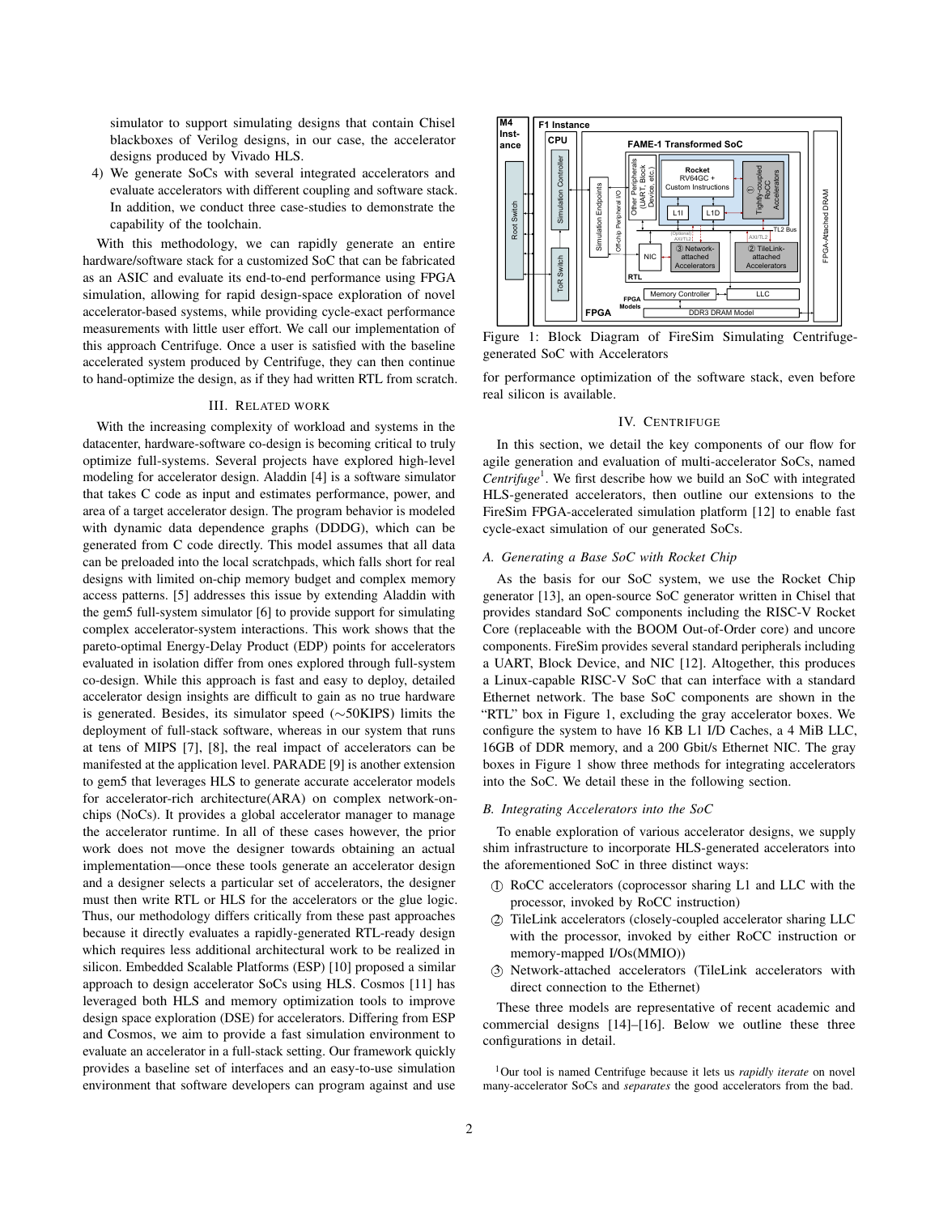simulator to support simulating designs that contain Chisel blackboxes of Verilog designs, in our case, the accelerator designs produced by Vivado HLS.

4) We generate SoCs with several integrated accelerators and evaluate accelerators with different coupling and software stack. In addition, we conduct three case-studies to demonstrate the capability of the toolchain.

With this methodology, we can rapidly generate an entire hardware/software stack for a customized SoC that can be fabricated as an ASIC and evaluate its end-to-end performance using FPGA simulation, allowing for rapid design-space exploration of novel accelerator-based systems, while providing cycle-exact performance measurements with little user effort. We call our implementation of this approach Centrifuge. Once a user is satisfied with the baseline accelerated system produced by Centrifuge, they can then continue to hand-optimize the design, as if they had written RTL from scratch.

## III. Related work

With the increasing complexity of workload and systems in the datacenter, hardware-software co-design is becoming critical to truly optimize full-systems. Several projects have explored high-level modeling for accelerator design. Aladdin [4] is a software simulator that takes C code as input and estimates performance, power, and area of a target accelerator design. The program behavior is modeled with dynamic data dependence graphs (DDDG), which can be generated from C code directly. This model assumes that all data can be preloaded into the local scratchpads, which falls short for real designs with limited on-chip memory budget and complex memory access patterns. [5] addresses this issue by extending Aladdin with the gem5 full-system simulator [6] to provide support for simulating complex accelerator-system interactions. This work shows that the pareto-optimal Energy-Delay Product (EDP) points for accelerators evaluated in isolation differ from ones explored through full-system co-design. While this approach is fast and easy to deploy, detailed accelerator design insights are difficult to gain as no true hardware is generated. Besides, its simulator speed (~50KIPS) limits the deployment of full-stack software, whereas in our system that runs at tens of MIPS [7], [8], the real impact of accelerators can be manifested at the application level. PARADE [9] is another extension to gem5 that leverages HLS to generate accurate accelerator models for accelerator-rich architecture(ARA) on complex network-on-chips (NoCs). It provides a global accelerator manager to manage the accelerator runtime. In all of these cases however, the prior work does not move the designer towards obtaining an actual implementation—once these tools generate an accelerator design and a designer selects a particular set of accelerators, the designer must then write RTL or HLS for the accelerators or the glue logic. Thus, our methodology differs critically from these past approaches because it directly evaluates a rapidly-generated RTL-ready design which requires less additional architectural work to be realized in silicon. Embedded Scalable Platforms (ESP) [10] proposed a similar approach to design accelerator SoCs using HLS. Cosmos [11] has leveraged both HLS and memory optimization tools to improve design space exploration (DSE) for accelerators. Differing from ESP and Cosmos, we aim to provide a fast simulation environment to evaluate an accelerator in a full-stack setting. Our framework quickly provides a baseline set of interfaces and an easy-to-use simulation environment that software developers can program against and use for performance optimization of the software stack, even before real silicon is available.

Figure 1: Block Diagram of FireSim Simulating Centrifuge-generated SoC with Accelerators

## IV. Centrifuge

In this section, we detail the key components of our flow for agile generation and evaluation of multi-accelerator SoCs, named *Centrifuge*[1]. We first describe how we build an SoC with integrated HLS-generated accelerators, then outline our extensions to the FireSim FPGA-accelerated simulation platform [12] to enable fast cycle-exact simulation of our generated SoCs.

### A. Generating a Base SoC with Rocket Chip

As the basis for our SoC system, we use the Rocket Chip generator [13], an open-source SoC generator written in Chisel that provides standard SoC components including the RISC-V Rocket Core (replaceable with the BOOM Out-of-Order core) and uncore components. FireSim provides several standard peripherals including a UART, Block Device, and NIC [12]. Altogether, this produces a Linux-capable RISC-V SoC that can interface with a standard Ethernet network. The base SoC components are shown in the "RTL" box in Figure 1, excluding the gray accelerator boxes. We configure the system to have 16 KB L1 I/D Caches, a 4 MiB LLC, 16GB of DDR memory, and a 200 Gbit/s Ethernet NIC. The gray boxes in Figure 1 show three methods for integrating accelerators into the SoC. We detail these in the following section.

### B. Integrating Accelerators into the SoC

To enable exploration of various accelerator designs, we supply shim infrastructure to incorporate HLS-generated accelerators into the aforementioned SoC in three distinct ways:

① RoCC accelerators (coprocessor sharing L1 and LLC with the processor, invoked by RoCC instruction)

② TileLink accelerators (closely-coupled accelerator sharing LLC with the processor, invoked by either RoCC instruction or memory-mapped I/Os(MMIO))

③ Network-attached accelerators (TileLink accelerators with direct connection to the Ethernet)

These three models are representative of recent academic and commercial designs [14]–[16]. Below we outline these three configurations in detail.

[1]Our tool is named Centrifuge because it lets us *rapidly iterate* on novel many-accelerator SoCs and *separates* the good accelerators from the bad.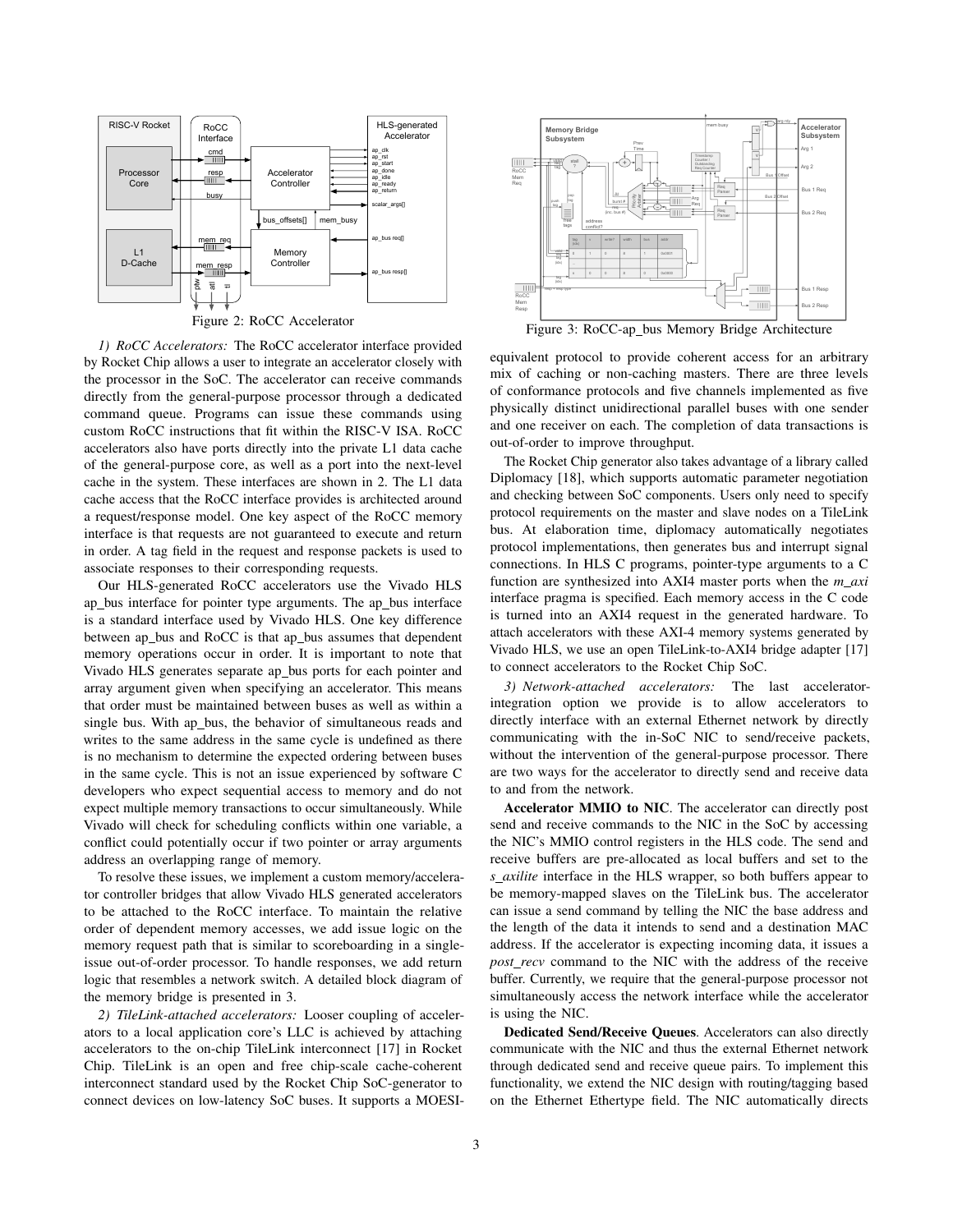Figure 2: RoCC Accelerator

Figure 3: RoCC-ap_bus Memory Bridge Architecture

*1) RoCC Accelerators:* The RoCC accelerator interface provided by Rocket Chip allows a user to integrate an accelerator closely with the processor in the SoC. The accelerator can receive commands directly from the general-purpose processor through a dedicated command queue. Programs can issue these commands using custom RoCC instructions that fit within the RISC-V ISA. RoCC accelerators also have ports directly into the private L1 data cache of the general-purpose core, as well as a port into the next-level cache in the system. These interfaces are shown in 2. The L1 data cache access that the RoCC interface provides is architected around a request/response model. One key aspect of the RoCC memory interface is that requests are not guaranteed to execute and return in order. A tag field in the request and response packets is used to associate responses to their corresponding requests.

Our HLS-generated RoCC accelerators use the Vivado HLS ap_bus interface for pointer type arguments. The ap_bus interface is a standard interface used by Vivado HLS. One key difference between ap_bus and RoCC is that ap_bus assumes that dependent memory operations occur in order. It is important to note that Vivado HLS generates separate ap_bus ports for each pointer and array argument given when specifying an accelerator. This means that order must be maintained between buses as well as within a single bus. With ap_bus, the behavior of simultaneous reads and writes to the same address in the same cycle is undefined as there is no mechanism to determine the expected ordering between buses in the same cycle. This is not an issue experienced by software C developers who expect sequential access to memory and do not expect multiple memory transactions to occur simultaneously. While Vivado will check for scheduling conflicts within one variable, a conflict could potentially occur if two pointer or array arguments address an overlapping range of memory.

To resolve these issues, we implement a custom memory/accelerator controller bridges that allow Vivado HLS generated accelerators to be attached to the RoCC interface. To maintain the relative order of dependent memory accesses, we add issue logic on the memory request path that is similar to scoreboarding in a single-issue out-of-order processor. To handle responses, we add return logic that resembles a network switch. A detailed block diagram of the memory bridge is presented in 3.

*2) TileLink-attached accelerators:* Looser coupling of accelerators to a local application core's LLC is achieved by attaching accelerators to the on-chip TileLink interconnect [17] in Rocket Chip. TileLink is an open and free chip-scale cache-coherent interconnect standard used by the Rocket Chip SoC-generator to connect devices on low-latency SoC buses. It supports a MOESI-equivalent protocol to provide coherent access for an arbitrary mix of caching or non-caching masters. There are three levels of conformance protocols and five channels implemented as five physically distinct unidirectional parallel buses with one sender and one receiver on each. The completion of data transactions is out-of-order to improve throughput.

The Rocket Chip generator also takes advantage of a library called Diplomacy [18], which supports automatic parameter negotiation and checking between SoC components. Users only need to specify protocol requirements on the master and slave nodes on a TileLink bus. At elaboration time, diplomacy automatically negotiates protocol implementations, then generates bus and interrupt signal connections. In HLS C programs, pointer-type arguments to a C function are synthesized into AXI4 master ports when the *m_axi* interface pragma is specified. Each memory access in the C code is turned into an AXI4 request in the generated hardware. To attach accelerators with these AXI-4 memory systems generated by Vivado HLS, we use an open TileLink-to-AXI4 bridge adapter [17] to connect accelerators to the Rocket Chip SoC.

*3) Network-attached accelerators:* The last accelerator-integration option we provide is to allow accelerators to directly interface with an external Ethernet network by directly communicating with the in-SoC NIC to send/receive packets, without the intervention of the general-purpose processor. There are two ways for the accelerator to directly send and receive data to and from the network.

**Accelerator MMIO to NIC**. The accelerator can directly post send and receive commands to the NIC in the SoC by accessing the NIC's MMIO control registers in the HLS code. The send and receive buffers are pre-allocated as local buffers and set to the *s_axilite* interface in the HLS wrapper, so both buffers appear to be memory-mapped slaves on the TileLink bus. The accelerator can issue a send command by telling the NIC the base address and the length of the data it intends to send and a destination MAC address. If the accelerator is expecting incoming data, it issues a *post_recv* command to the NIC with the address of the receive buffer. Currently, we require that the general-purpose processor not simultaneously access the network interface while the accelerator is using the NIC.

**Dedicated Send/Receive Queues**. Accelerators can also directly communicate with the NIC and thus the external Ethernet network through dedicated send and receive queue pairs. To implement this functionality, we extend the NIC design with routing/tagging based on the Ethernet Ethertype field. The NIC automatically directs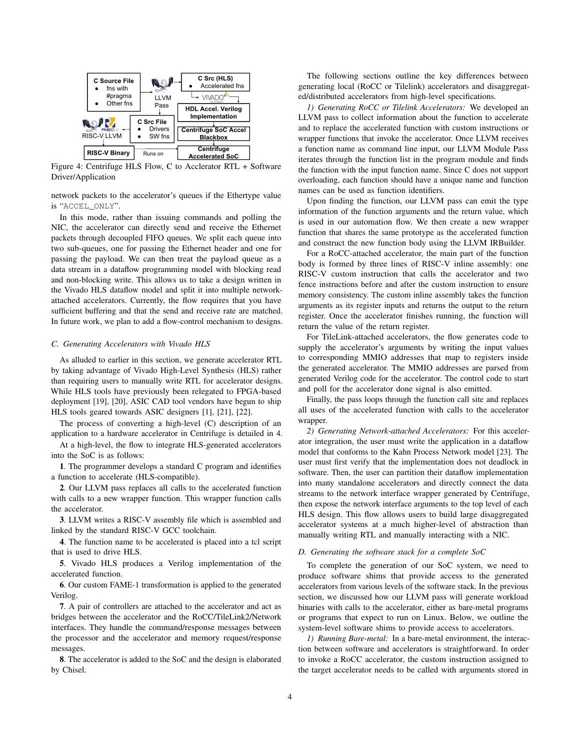Figure 4: Centrifuge HLS Flow, C to Acclerator RTL + Software Driver/Application

network packets to the accelerator's queues if the Ethertype value is "ACCEL_ONLY".

In this mode, rather than issuing commands and polling the NIC, the accelerator can directly send and receive the Ethernet packets through decoupled FIFO queues. We split each queue into two sub-queues, one for passing the Ethernet header and one for passing the payload. We can then treat the payload queue as a data stream in a dataflow programming model with blocking read and non-blocking write. This allows us to take a design written in the Vivado HLS dataflow model and split it into multiple network-attached accelerators. Currently, the flow requires that you have sufficient buffering and that the send and receive rate are matched. In future work, we plan to add a flow-control mechanism to designs.

### C. Generating Accelerators with Vivado HLS

As alluded to earlier in this section, we generate accelerator RTL by taking advantage of Vivado High-Level Synthesis (HLS) rather than requiring users to manually write RTL for accelerator designs. While HLS tools have previously been relegated to FPGA-based deployment [19], [20], ASIC CAD tool vendors have begun to ship HLS tools geared towards ASIC designers [1], [21], [22].

The process of converting a high-level (C) description of an application to a hardware accelerator in Centrifuge is detailed in 4.

At a high-level, the flow to integrate HLS-generated accelerators into the SoC is as follows:

**1**. The programmer develops a standard C program and identifies a function to accelerate (HLS-compatible).

**2**. Our LLVM pass replaces all calls to the accelerated function with calls to a new wrapper function. This wrapper function calls the accelerator.

**3**. LLVM writes a RISC-V assembly file which is assembled and linked by the standard RISC-V GCC toolchain.

**4**. The function name to be accelerated is placed into a tcl script that is used to drive HLS.

**5**. Vivado HLS produces a Verilog implementation of the accelerated function.

**6**. Our custom FAME-1 transformation is applied to the generated Verilog.

**7**. A pair of controllers are attached to the accelerator and act as bridges between the accelerator and the RoCC/TileLink2/Network interfaces. They handle the command/response messages between the processor and the accelerator and memory request/response messages.

**8**. The accelerator is added to the SoC and the design is elaborated by Chisel.

The following sections outline the key differences between generating local (RoCC or Tilelink) accelerators and disaggregated/distributed accelerators from high-level specifications.

*1) Generating RoCC or Tilelink Accelerators:* We developed an LLVM pass to collect information about the function to accelerate and to replace the accelerated function with custom instructions or wrapper functions that invoke the accelerator. Once LLVM receives a function name as command line input, our LLVM Module Pass iterates through the function list in the program module and finds the function with the input function name. Since C does not support overloading, each function should have a unique name and function names can be used as function identifiers.

Upon finding the function, our LLVM pass can emit the type information of the function arguments and the return value, which is used in our automation flow. We then create a new wrapper function that shares the same prototype as the accelerated function and construct the new function body using the LLVM IRBuilder.

For a RoCC-attached accelerator, the main part of the function body is formed by three lines of RISC-V inline assembly: one RISC-V custom instruction that calls the accelerator and two fence instructions before and after the custom instruction to ensure memory consistency. The custom inline assembly takes the function arguments as its register inputs and returns the output to the return register. Once the accelerator finishes running, the function will return the value of the return register.

For TileLink-attached accelerators, the flow generates code to supply the accelerator's arguments by writing the input values to corresponding MMIO addresses that map to registers inside the generated accelerator. The MMIO addresses are parsed from generated Verilog code for the accelerator. The control code to start and poll for the accelerator done signal is also emitted.

Finally, the pass loops through the function call site and replaces all uses of the accelerated function with calls to the accelerator wrapper.

*2) Generating Network-attached Accelerators:* For this accelerator integration, the user must write the application in a dataflow model that conforms to the Kahn Process Network model [23]. The user must first verify that the implementation does not deadlock in software. Then, the user can partition their dataflow implementation into many standalone accelerators and directly connect the data streams to the network interface wrapper generated by Centrifuge, then expose the network interface arguments to the top level of each HLS design. This flow allows users to build large disaggregated accelerator systems at a much higher-level of abstraction than manually writing RTL and manually interacting with a NIC.

### D. Generating the software stack for a complete SoC

To complete the generation of our SoC system, we need to produce software shims that provide access to the generated accelerators from various levels of the software stack. In the previous section, we discussed how our LLVM pass will generate workload binaries with calls to the accelerator, either as bare-metal programs or programs that expect to run on Linux. Below, we outline the system-level software shims to provide access to accelerators.

*1) Running Bare-metal:* In a bare-metal environment, the interaction between software and accelerators is straightforward. In order to invoke a RoCC accelerator, the custom instruction assigned to the target accelerator needs to be called with arguments stored in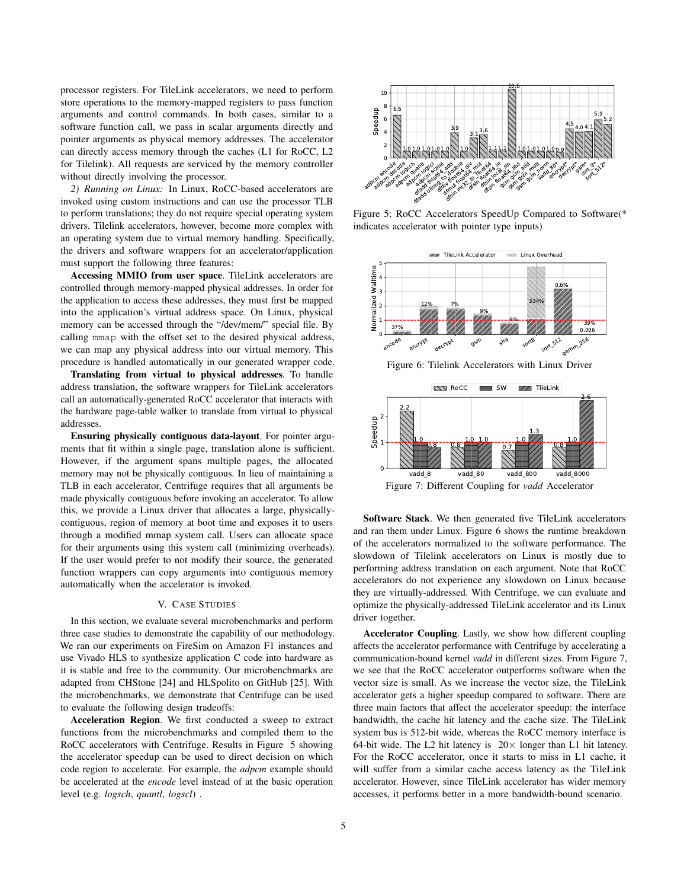processor registers. For TileLink accelerators, we need to perform store operations to the memory-mapped registers to pass function arguments and control commands. In both cases, similar to a software function call, we pass in scalar arguments directly and pointer arguments as physical memory addresses. The accelerator can directly access memory through the caches (L1 for RoCC, L2 for Tilelink). All requests are serviced by the memory controller without directly involving the processor.

*2) Running on Linux:* In Linux, RoCC-based accelerators are invoked using custom instructions and can use the processor TLB to perform translations; they do not require special operating system drivers. Tilelink accelerators, however, become more complex with an operating system due to virtual memory handling. Specifically, the drivers and software wrappers for an accelerator/application must support the following three features:

**Accessing MMIO from user space**. TileLink accelerators are controlled through memory-mapped physical addresses. In order for the application to access these addresses, they must first be mapped into the application's virtual address space. On Linux, physical memory can be accessed through the "/dev/mem/" special file. By calling `mmap` with the offset set to the desired physical address, we can map any physical address into our virtual memory. This procedure is handled automatically in our generated wrapper code.

**Translating from virtual to physical addresses**. To handle address translation, the software wrappers for TileLink accelerators call an automatically-generated RoCC accelerator that interacts with the hardware page-table walker to translate from virtual to physical addresses.

**Ensuring physically contiguous data-layout**. For pointer arguments that fit within a single page, translation alone is sufficient. However, if the argument spans multiple pages, the allocated memory may not be physically contiguous. In lieu of maintaining a TLB in each accelerator, Centrifuge requires that all arguments be made physically contiguous before invoking an accelerator. To allow this, we provide a Linux driver that allocates a large, physically-contiguous, region of memory at boot time and exposes it to users through a modified mmap system call. Users can allocate space for their arguments using this system call (minimizing overheads). If the user would prefer to not modify their source, the generated function wrappers can copy arguments into contiguous memory automatically when the accelerator is invoked.

## V. Case Studies

In this section, we evaluate several microbenchmarks and perform three case studies to demonstrate the capability of our methodology. We ran our experiments on FireSim on Amazon F1 instances and use Vivado HLS to synthesize application C code into hardware as it is stable and free to the community. Our microbenchmarks are adapted from CHStone [24] and HLSpolito on GitHub [25]. With the microbenchmarks, we demonstrate that Centrifuge can be used to evaluate the following design tradeoffs:

**Acceleration Region**. We first conducted a sweep to extract functions from the microbenchmarks and compiled them to the RoCC accelerators with Centrifuge. Results in Figure 5 showing the accelerator speedup can be used to direct decision on which code region to accelerate. For example, the *adpcm* example should be accelerated at the *encode* level instead of at the basic operation level (e.g. *logsch*, *quantl*, *logscl*) .

Figure 5: RoCC Accelerators SpeedUp Compared to Software(* indicates accelerator with pointer type inputs)

Figure 6: Tilelink Accelerators with Linux Driver

Figure 7: Different Coupling for *vadd* Accelerator

**Software Stack**. We then generated five TileLink accelerators and ran them under Linux. Figure 6 shows the runtime breakdown of the accelerators normalized to the software performance. The slowdown of Tilelink accelerators on Linux is mostly due to performing address translation on each argument. Note that RoCC accelerators do not experience any slowdown on Linux because they are virtually-addressed. With Centrifuge, we can evaluate and optimize the physically-addressed TileLink accelerator and its Linux driver together.

**Accelerator Coupling**. Lastly, we show how different coupling affects the accelerator performance with Centrifuge by accelerating a communication-bound kernel *vadd* in different sizes. From Figure 7, we see that the RoCC accelerator outperforms software when the vector size is small. As we increase the vector size, the TileLink accelerator gets a higher speedup compared to software. There are three main factors that affect the accelerator speedup: the interface bandwidth, the cache hit latency and the cache size. The TileLink system bus is 512-bit wide, whereas the RoCC memory interface is 64-bit wide. The L2 hit latency is $20\times$ longer than L1 hit latency. For the RoCC accelerator, once it starts to miss in L1 cache, it will suffer from a similar cache access latency as the TileLink accelerator. However, since TileLink accelerator has wider memory accesses, it performs better in a more bandwidth-bound scenario.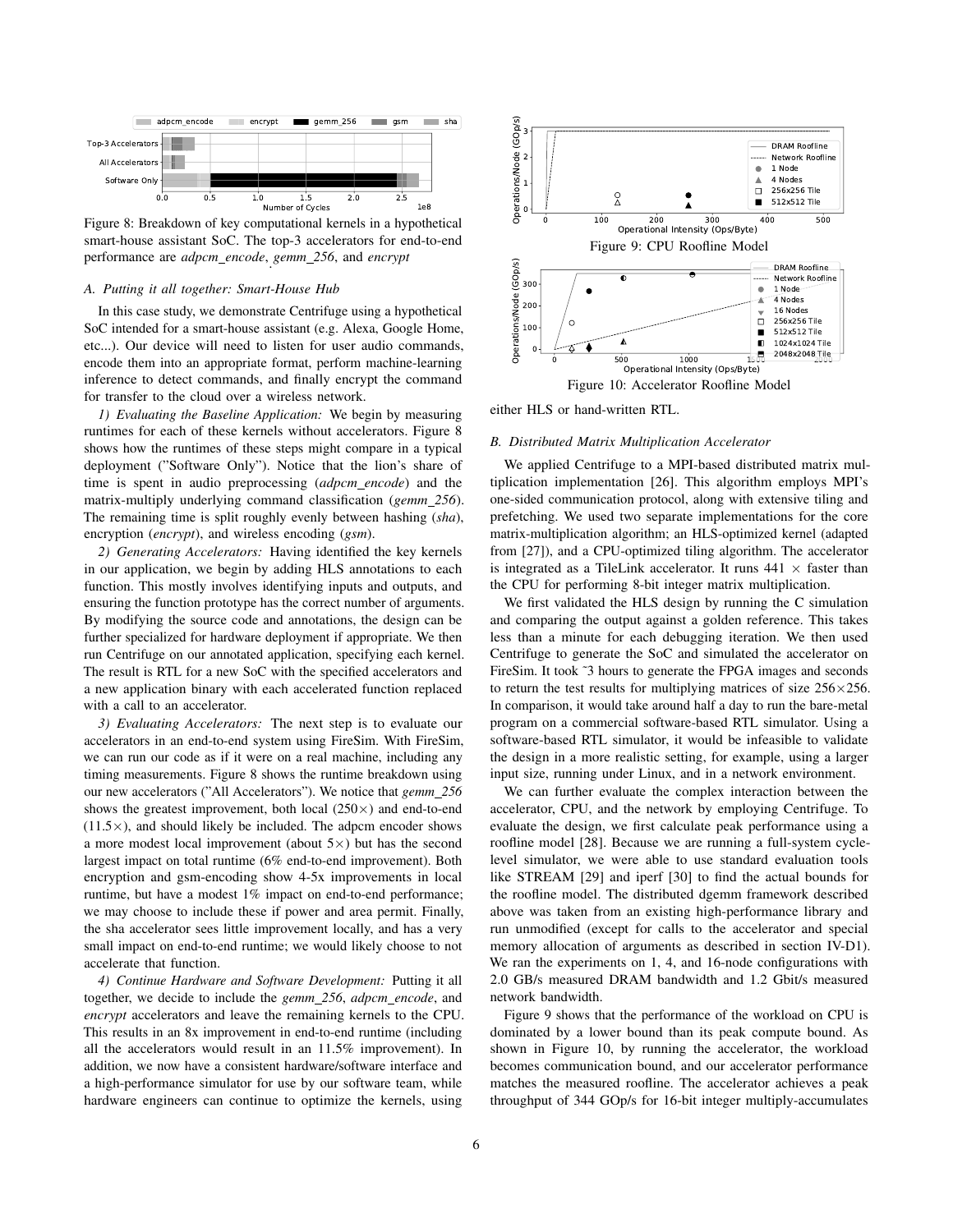Figure 8: Breakdown of key computational kernels in a hypothetical smart-house assistant SoC. The top-3 accelerators for end-to-end performance are *adpcm_encode*, *gemm_256*, and *encrypt*

### A. Putting it all together: Smart-House Hub

In this case study, we demonstrate Centrifuge using a hypothetical SoC intended for a smart-house assistant (e.g. Alexa, Google Home, etc...). Our device will need to listen for user audio commands, encode them into an appropriate format, perform machine-learning inference to detect commands, and finally encrypt the command for transfer to the cloud over a wireless network.

*1) Evaluating the Baseline Application:* We begin by measuring runtimes for each of these kernels without accelerators. Figure 8 shows how the runtimes of these steps might compare in a typical deployment ("Software Only"). Notice that the lion's share of time is spent in audio preprocessing (*adpcm_encode*) and the matrix-multiply underlying command classification (*gemm_256*). The remaining time is split roughly evenly between hashing (*sha*), encryption (*encrypt*), and wireless encoding (*gsm*).

*2) Generating Accelerators:* Having identified the key kernels in our application, we begin by adding HLS annotations to each function. This mostly involves identifying inputs and outputs, and ensuring the function prototype has the correct number of arguments. By modifying the source code and annotations, the design can be further specialized for hardware deployment if appropriate. We then run Centrifuge on our annotated application, specifying each kernel. The result is RTL for a new SoC with the specified accelerators and a new application binary with each accelerated function replaced with a call to an accelerator.

*3) Evaluating Accelerators:* The next step is to evaluate our accelerators in an end-to-end system using FireSim. With FireSim, we can run our code as if it were on a real machine, including any timing measurements. Figure 8 shows the runtime breakdown using our new accelerators ("All Accelerators"). We notice that *gemm_256* shows the greatest improvement, both local ($250\times$) and end-to-end ($11.5\times$), and should likely be included. The adpcm encoder shows a more modest local improvement (about $5\times$) but has the second largest impact on total runtime (6% end-to-end improvement). Both encryption and gsm-encoding show 4-5x improvements in local runtime, but have a modest 1% impact on end-to-end performance; we may choose to include these if power and area permit. Finally, the sha accelerator sees little improvement locally, and has a very small impact on end-to-end runtime; we would likely choose to not accelerate that function.

*4) Continue Hardware and Software Development:* Putting it all together, we decide to include the *gemm_256*, *adpcm_encode*, and *encrypt* accelerators and leave the remaining kernels to the CPU. This results in an 8x improvement in end-to-end runtime (including all the accelerators would result in an 11.5% improvement). In addition, we now have a consistent hardware/software interface and a high-performance simulator for use by our software team, while hardware engineers can continue to optimize the kernels, using either HLS or hand-written RTL.

Figure 9: CPU Roofline Model

Figure 10: Accelerator Roofline Model

### B. Distributed Matrix Multiplication Accelerator

We applied Centrifuge to a MPI-based distributed matrix multiplication implementation [26]. This algorithm employs MPI's one-sided communication protocol, along with extensive tiling and prefetching. We used two separate implementations for the core matrix-multiplication algorithm; an HLS-optimized kernel (adapted from [27]), and a CPU-optimized tiling algorithm. The accelerator is integrated as a TileLink accelerator. It runs $441\times$ faster than the CPU for performing 8-bit integer matrix multiplication.

We first validated the HLS design by running the C simulation and comparing the output against a golden reference. This takes less than a minute for each debugging iteration. We then used Centrifuge to generate the SoC and simulated the accelerator on FireSim. It took ~3 hours to generate the FPGA images and seconds to return the test results for multiplying matrices of size $256\times256$. In comparison, it would take around half a day to run the bare-metal program on a commercial software-based RTL simulator. Using a software-based RTL simulator, it would be infeasible to validate the design in a more realistic setting, for example, using a larger input size, running under Linux, and in a network environment.

We can further evaluate the complex interaction between the accelerator, CPU, and the network by employing Centrifuge. To evaluate the design, we first calculate peak performance using a roofline model [28]. Because we are running a full-system cycle-level simulator, we were able to use standard evaluation tools like STREAM [29] and iperf [30] to find the actual bounds for the roofline model. The distributed dgemm framework described above was taken from an existing high-performance library and run unmodified (except for calls to the accelerator and special memory allocation of arguments as described in section IV-D1). We ran the experiments on 1, 4, and 16-node configurations with 2.0 GB/s measured DRAM bandwidth and 1.2 Gbit/s measured network bandwidth.

Figure 9 shows that the performance of the workload on CPU is dominated by a lower bound than its peak compute bound. As shown in Figure 10, by running the accelerator, the workload becomes communication bound, and our accelerator performance matches the measured roofline. The accelerator achieves a peak throughput of 344 GOp/s for 16-bit integer multiply-accumulates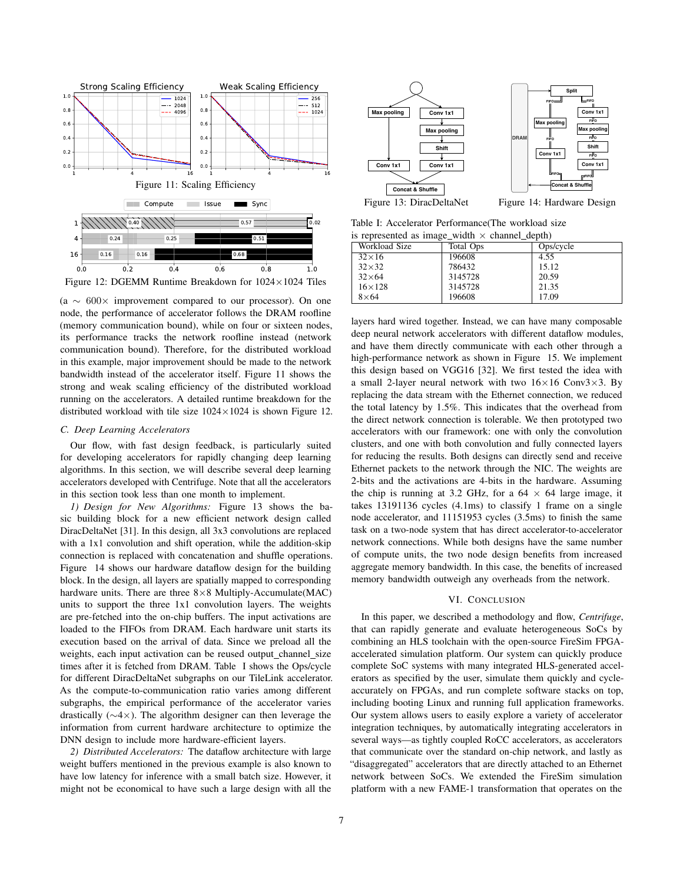Figure 11: Scaling Efficiency

Figure 12: DGEMM Runtime Breakdown for 1024×1024 Tiles

(a ∼ 600× improvement compared to our processor). On one node, the performance of accelerator follows the DRAM roofline (memory communication bound), while on four or sixteen nodes, its performance tracks the network roofline instead (network communication bound). Therefore, for the distributed workload in this example, major improvement should be made to the network bandwidth instead of the accelerator itself. Figure 11 shows the strong and weak scaling efficiency of the distributed workload running on the accelerators. A detailed runtime breakdown for the distributed workload with tile size 1024×1024 is shown Figure 12.

### C. Deep Learning Accelerators

Our flow, with fast design feedback, is particularly suited for developing accelerators for rapidly changing deep learning algorithms. In this section, we will describe several deep learning accelerators developed with Centrifuge. Note that all the accelerators in this section took less than one month to implement.

*1) Design for New Algorithms:* Figure 13 shows the basic building block for a new efficient network design called DiracDeltaNet [31]. In this design, all 3x3 convolutions are replaced with a 1x1 convolution and shift operation, while the addition-skip connection is replaced with concatenation and shuffle operations. Figure 14 shows our hardware dataflow design for the building block. In the design, all layers are spatially mapped to corresponding hardware units. There are three 8×8 Multiply-Accumulate(MAC) units to support the three 1x1 convolution layers. The weights are pre-fetched into the on-chip buffers. The input activations are loaded to the FIFOs from DRAM. Each hardware unit starts its execution based on the arrival of data. Since we preload all the weights, each input activation can be reused output_channel_size times after it is fetched from DRAM. Table I shows the Ops/cycle for different DiracDeltaNet subgraphs on our TileLink accelerator. As the compute-to-communication ratio varies among different subgraphs, the empirical performance of the accelerator varies drastically (∼4×). The algorithm designer can then leverage the information from current hardware architecture to optimize the DNN design to include more hardware-efficient layers.

*2) Distributed Accelerators:* The dataflow architecture with large weight buffers mentioned in the previous example is also known to have low latency for inference with a small batch size. However, it might not be economical to have such a large design with all the

Figure 13: DiracDeltaNet

Figure 14: Hardware Design

Table I: Accelerator Performance(The workload size is represented as image_width × channel_depth)

| Workload Size | Total Ops | Ops/cycle |
|---|---|---|
| 32×16 | 196608 | 4.55 |
| 32×32 | 786432 | 15.12 |
| 32×64 | 3145728 | 20.59 |
| 16×128 | 3145728 | 21.35 |
| 8×64 | 196608 | 17.09 |

layers hard wired together. Instead, we can have many composable deep neural network accelerators with different dataflow modules, and have them directly communicate with each other through a high-performance network as shown in Figure 15. We implement this design based on VGG16 [32]. We first tested the idea with a small 2-layer neural network with two 16×16 Conv3×3. By replacing the data stream with the Ethernet connection, we reduced the total latency by 1.5%. This indicates that the overhead from the direct network connection is tolerable. We then prototyped two accelerators with our framework: one with only the convolution clusters, and one with both convolution and fully connected layers for reducing the results. Both designs can directly send and receive Ethernet packets to the network through the NIC. The weights are 2-bits and the activations are 4-bits in the hardware. Assuming the chip is running at 3.2 GHz, for a 64 × 64 large image, it takes 13191136 cycles (4.1ms) to classify 1 frame on a single node accelerator, and 11151953 cycles (3.5ms) to finish the same task on a two-node system that has direct accelerator-to-accelerator network connections. While both designs have the same number of compute units, the two node design benefits from increased aggregate memory bandwidth. In this case, the benefits of increased memory bandwidth outweigh any overheads from the network.

## VI. Conclusion

In this paper, we described a methodology and flow, *Centrifuge*, that can rapidly generate and evaluate heterogeneous SoCs by combining an HLS toolchain with the open-source FireSim FPGA-accelerated simulation platform. Our system can quickly produce complete SoC systems with many integrated HLS-generated accelerators as specified by the user, simulate them quickly and cycle-accurately on FPGAs, and run complete software stacks on top, including booting Linux and running full application frameworks. Our system allows users to easily explore a variety of accelerator integration techniques, by automatically integrating accelerators in several ways—as tightly coupled RoCC accelerators, as accelerators that communicate over the standard on-chip network, and lastly as "disaggregated" accelerators that are directly attached to an Ethernet network between SoCs. We extended the FireSim simulation platform with a new FAME-1 transformation that operates on the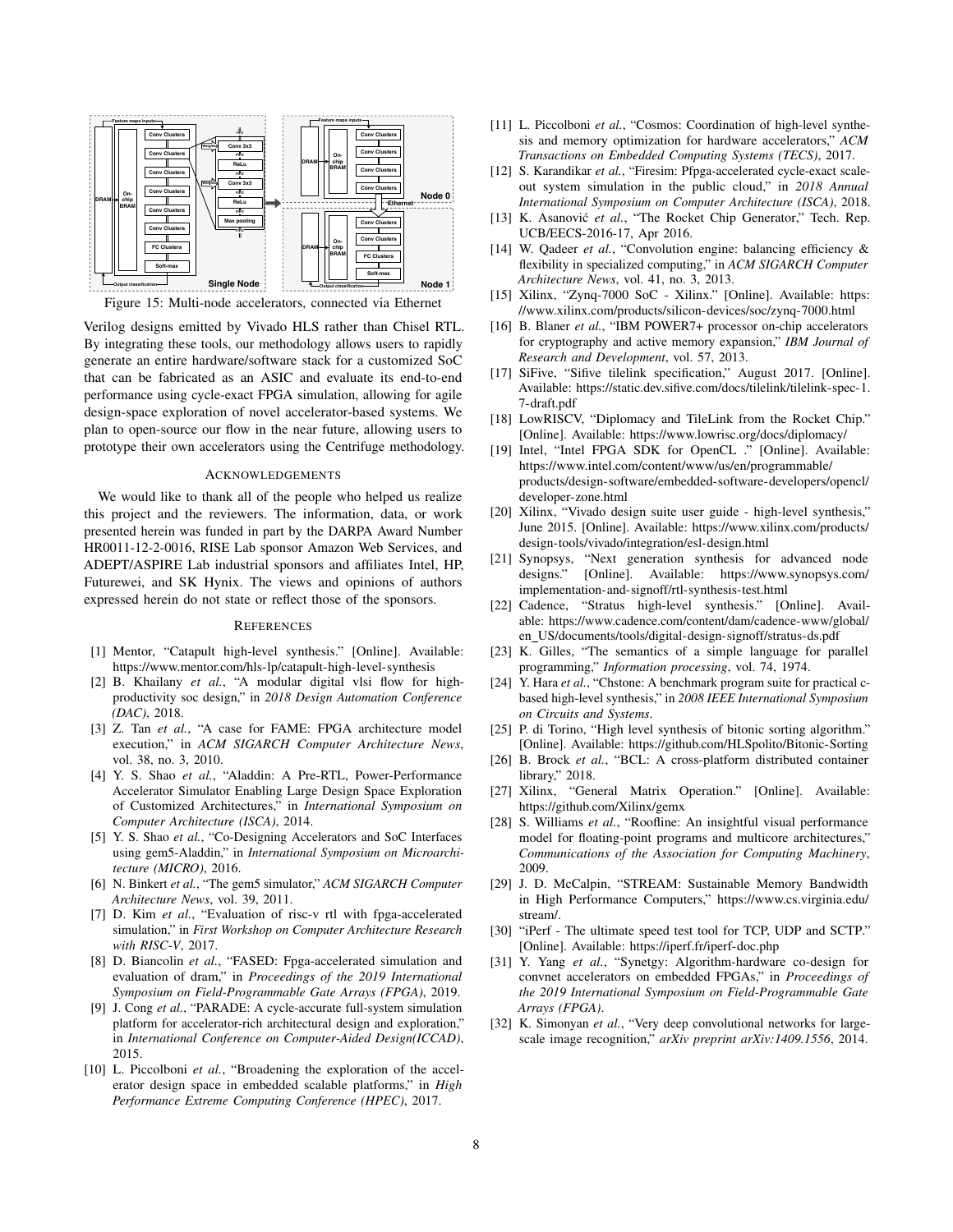Feature maps inputs

Conv Clusters

Conv Clusters

Conv Clusters

Conv Clusters

Conv Clusters

Conv Clusters

FC Clusters

Soft-max

DRAM

On-chip BRAM

Weights

Conv 3x3

ReLu

Conv 3x3

ReLu

Max pooling

Output classification

Single Node

Node 0

Ethernet

Node 1

Figure 15: Multi-node accelerators, connected via Ethernet

Verilog designs emitted by Vivado HLS rather than Chisel RTL. By integrating these tools, our methodology allows users to rapidly generate an entire hardware/software stack for a customized SoC that can be fabricated as an ASIC and evaluate its end-to-end performance using cycle-exact FPGA simulation, allowing for agile design-space exploration of novel accelerator-based systems. We plan to open-source our flow in the near future, allowing users to prototype their own accelerators using the Centrifuge methodology.

## Acknowledgements

We would like to thank all of the people who helped us realize this project and the reviewers. The information, data, or work presented herein was funded in part by the DARPA Award Number HR0011-12-2-0016, RISE Lab sponsor Amazon Web Services, and ADEPT/ASPIRE Lab industrial sponsors and affiliates Intel, HP, Futurewei, and SK Hynix. The views and opinions of authors expressed herein do not state or reflect those of the sponsors.

## References

[1] Mentor, "Catapult high-level synthesis." [Online]. Available: https://www.mentor.com/hls-lp/catapult-high-level-synthesis

[2] B. Khailany *et al.*, "A modular digital vlsi flow for high-productivity soc design," in *2018 Design Automation Conference (DAC)*, 2018.

[3] Z. Tan *et al.*, "A case for FAME: FPGA architecture model execution," in *ACM SIGARCH Computer Architecture News*, vol. 38, no. 3, 2010.

[4] Y. S. Shao *et al.*, "Aladdin: A Pre-RTL, Power-Performance Accelerator Simulator Enabling Large Design Space Exploration of Customized Architectures," in *International Symposium on Computer Architecture (ISCA)*, 2014.

[5] Y. S. Shao *et al.*, "Co-Designing Accelerators and SoC Interfaces using gem5-Aladdin," in *International Symposium on Microarchitecture (MICRO)*, 2016.

[6] N. Binkert *et al.*, "The gem5 simulator," *ACM SIGARCH Computer Architecture News*, vol. 39, 2011.

[7] D. Kim *et al.*, "Evaluation of risc-v rtl with fpga-accelerated simulation," in *First Workshop on Computer Architecture Research with RISC-V*, 2017.

[8] D. Biancolin *et al.*, "FASED: Fpga-accelerated simulation and evaluation of dram," in *Proceedings of the 2019 International Symposium on Field-Programmable Gate Arrays (FPGA)*, 2019.

[9] J. Cong *et al.*, "PARADE: A cycle-accurate full-system simulation platform for accelerator-rich architectural design and exploration," in *International Conference on Computer-Aided Design(ICCAD)*, 2015.

[10] L. Piccolboni *et al.*, "Broadening the exploration of the accelerator design space in embedded scalable platforms," in *High Performance Extreme Computing Conference (HPEC)*, 2017.

[11] L. Piccolboni *et al.*, "Cosmos: Coordination of high-level synthesis and memory optimization for hardware accelerators," *ACM Transactions on Embedded Computing Systems (TECS)*, 2017.

[12] S. Karandikar *et al.*, "Firesim: Pfpga-accelerated cycle-exact scale-out system simulation in the public cloud," in *2018 Annual International Symposium on Computer Architecture (ISCA)*, 2018.

[13] K. Asanović *et al.*, "The Rocket Chip Generator," Tech. Rep. UCB/EECS-2016-17, Apr 2016.

[14] W. Qadeer *et al.*, "Convolution engine: balancing efficiency & flexibility in specialized computing," in *ACM SIGARCH Computer Architecture News*, vol. 41, no. 3, 2013.

[15] Xilinx, "Zynq-7000 SoC - Xilinx." [Online]. Available: https://www.xilinx.com/products/silicon-devices/soc/zynq-7000.html

[16] B. Blaner *et al.*, "IBM POWER7+ processor on-chip accelerators for cryptography and active memory expansion," *IBM Journal of Research and Development*, vol. 57, 2013.

[17] SiFive, "Sifive tilelink specification," August 2017. [Online]. Available: https://static.dev.sifive.com/docs/tilelink/tilelink-spec-1.7-draft.pdf

[18] LowRISCV, "Diplomacy and TileLink from the Rocket Chip." [Online]. Available: https://www.lowrisc.org/docs/diplomacy/

[19] Intel, "Intel FPGA SDK for OpenCL ." [Online]. Available: https://www.intel.com/content/www/us/en/programmable/products/design-software/embedded-software-developers/opencl/developer-zone.html

[20] Xilinx, "Vivado design suite user guide - high-level synthesis," June 2015. [Online]. Available: https://www.xilinx.com/products/design-tools/vivado/integration/esl-design.html

[21] Synopsys, "Next generation synthesis for advanced node designs." [Online]. Available: https://www.synopsys.com/implementation-and-signoff/rtl-synthesis-test.html

[22] Cadence, "Stratus high-level synthesis." [Online]. Available: https://www.cadence.com/content/dam/cadence-www/global/en_US/documents/tools/digital-design-signoff/stratus-ds.pdf

[23] K. Gilles, "The semantics of a simple language for parallel programming," *Information processing*, vol. 74, 1974.

[24] Y. Hara *et al.*, "Chstone: A benchmark program suite for practical c-based high-level synthesis," in *2008 IEEE International Symposium on Circuits and Systems*.

[25] P. di Torino, "High level synthesis of bitonic sorting algorithm." [Online]. Available: https://github.com/HLSpolito/Bitonic-Sorting

[26] B. Brock *et al.*, "BCL: A cross-platform distributed container library," 2018.

[27] Xilinx, "General Matrix Operation." [Online]. Available: https://github.com/Xilinx/gemx

[28] S. Williams *et al.*, "Roofline: An insightful visual performance model for floating-point programs and multicore architectures," *Communications of the Association for Computing Machinery*, 2009.

[29] J. D. McCalpin, "STREAM: Sustainable Memory Bandwidth in High Performance Computers," https://www.cs.virginia.edu/stream/.

[30] "iPerf - The ultimate speed test tool for TCP, UDP and SCTP." [Online]. Available: https://iperf.fr/iperf-doc.php

[31] Y. Yang *et al.*, "Synetgy: Algorithm-hardware co-design for convnet accelerators on embedded FPGAs," in *Proceedings of the 2019 International Symposium on Field-Programmable Gate Arrays (FPGA)*.

[32] K. Simonyan *et al.*, "Very deep convolutional networks for large-scale image recognition," *arXiv preprint arXiv:1409.1556*, 2014.